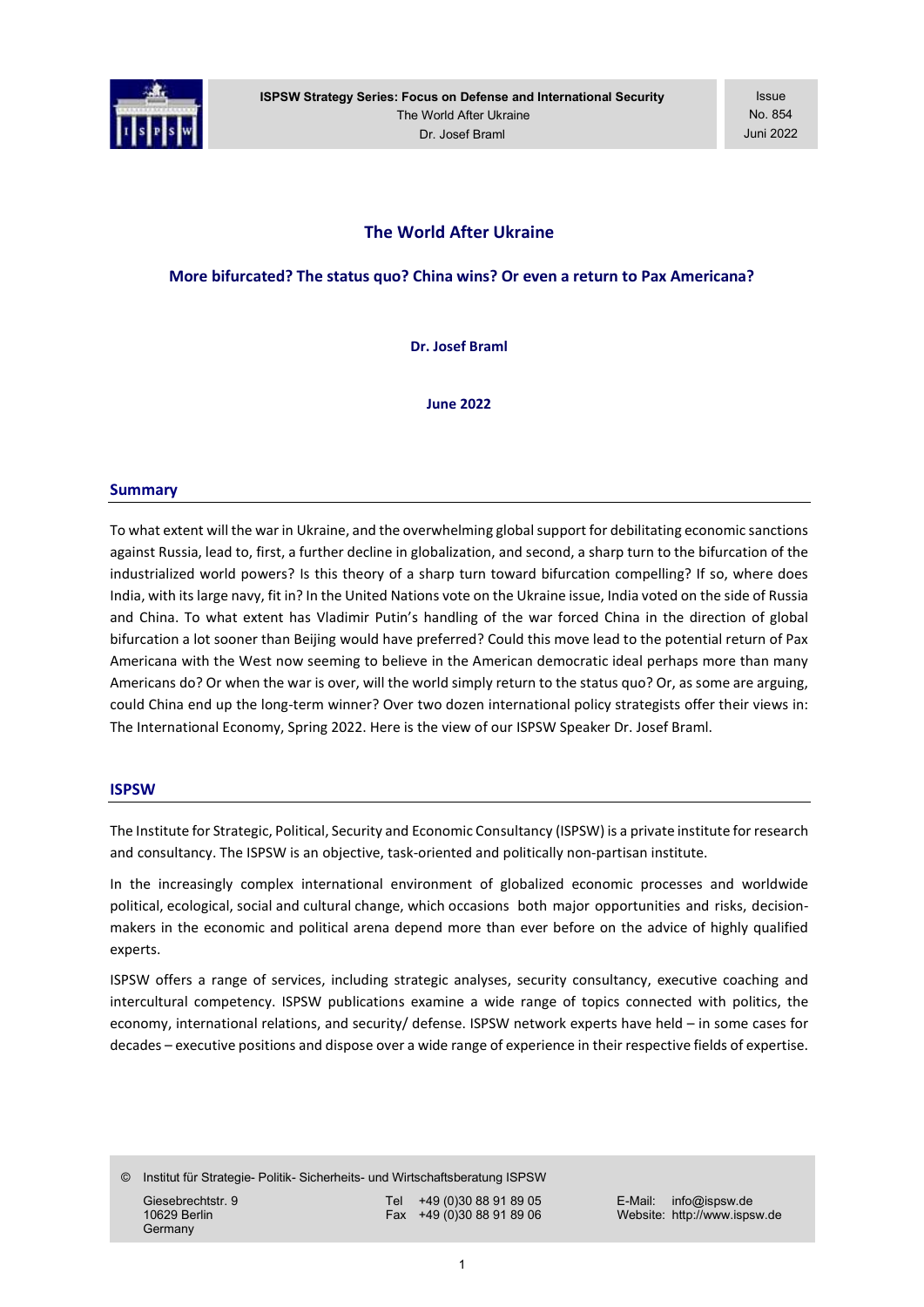# The World After Ukraine

## More bifurcated? The status quo? China wins? Or even a return to Pax Americana?

**Dr. Josef Braml**

**June 2022**

## Summary

To what extent will the war in Ukraine, and the overwhelming global support for debilitating economic sanctions against Russia, lead to, first, a further decline in globalization, and second, a sharp turn to the bifurcation of the industrialized world powers? Is this theory of a sharp turn toward bifurcation compelling? If so, where does India, with its large navy, fit in? In the United Nations vote on the Ukraine issue, India voted on the side of Russia and China. To what extent has Vladimir Putin's handling of the war forced China in the direction of global bifurcation a lot sooner than Beijing would have preferred? Could this move lead to the potential return of Pax Americana with the West now seeming to believe in the American democratic ideal perhaps more than many Americans do? Or when the war is over, will the world simply return to the status quo? Or, as some are arguing, could China end up the long-term winner? Over two dozen international policy strategists offer their views in: The International Economy, Spring 2022. Here is the view of our ISPSW Speaker Dr. Josef Braml.

## ISPSW

The Institute for Strategic, Political, Security and Economic Consultancy (ISPSW) is a private institute for research and consultancy. The ISPSW is an objective, task-oriented and politically non-partisan institute.

In the increasingly complex international environment of globalized economic processes and worldwide political, ecological, social and cultural change, which occasions both major opportunities and risks, decision-makers in the economic and political arena depend more than ever before on the advice of highly qualified experts.

ISPSW offers a range of services, including strategic analyses, security consultancy, executive coaching and intercultural competency. ISPSW publications examine a wide range of topics connected with politics, the economy, international relations, and security/ defense. ISPSW network experts have held – in some cases for decades – executive positions and dispose over a wide range of experience in their respective fields of expertise.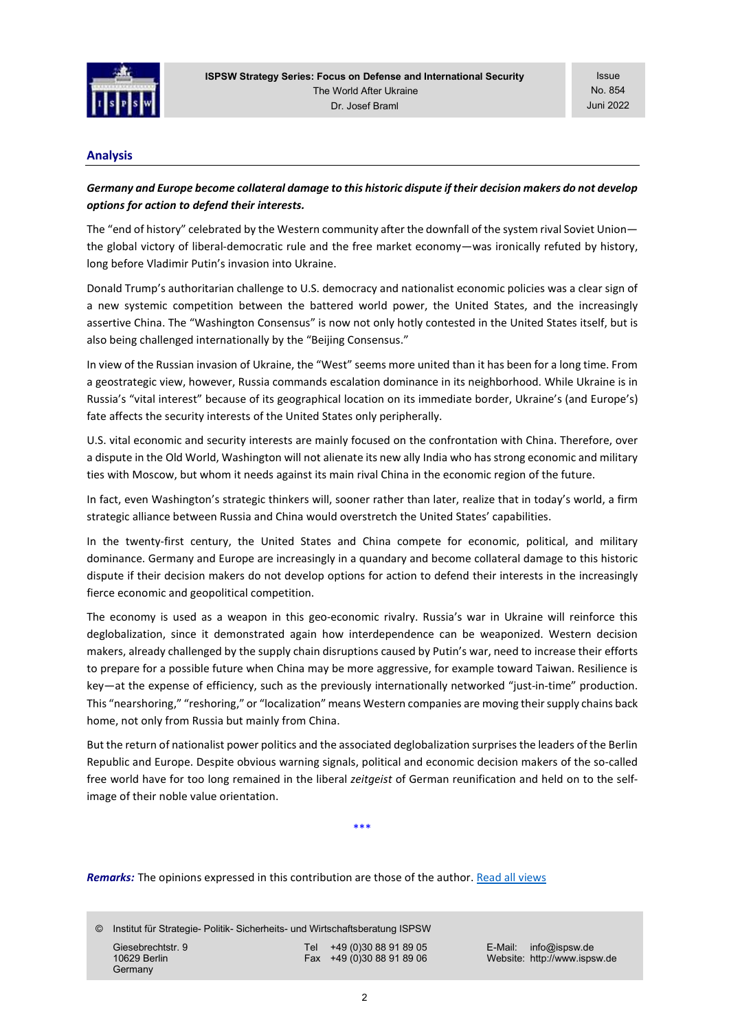## Analysis

***Germany and Europe become collateral damage to this historic dispute if their decision makers do not develop options for action to defend their interests.***

The "end of history" celebrated by the Western community after the downfall of the system rival Soviet Union—the global victory of liberal-democratic rule and the free market economy—was ironically refuted by history, long before Vladimir Putin's invasion into Ukraine.

Donald Trump's authoritarian challenge to U.S. democracy and nationalist economic policies was a clear sign of a new systemic competition between the battered world power, the United States, and the increasingly assertive China. The "Washington Consensus" is now not only hotly contested in the United States itself, but is also being challenged internationally by the "Beijing Consensus."

In view of the Russian invasion of Ukraine, the "West" seems more united than it has been for a long time. From a geostrategic view, however, Russia commands escalation dominance in its neighborhood. While Ukraine is in Russia's "vital interest" because of its geographical location on its immediate border, Ukraine's (and Europe's) fate affects the security interests of the United States only peripherally.

U.S. vital economic and security interests are mainly focused on the confrontation with China. Therefore, over a dispute in the Old World, Washington will not alienate its new ally India who has strong economic and military ties with Moscow, but whom it needs against its main rival China in the economic region of the future.

In fact, even Washington's strategic thinkers will, sooner rather than later, realize that in today's world, a firm strategic alliance between Russia and China would overstretch the United States' capabilities.

In the twenty-first century, the United States and China compete for economic, political, and military dominance. Germany and Europe are increasingly in a quandary and become collateral damage to this historic dispute if their decision makers do not develop options for action to defend their interests in the increasingly fierce economic and geopolitical competition.

The economy is used as a weapon in this geo-economic rivalry. Russia's war in Ukraine will reinforce this deglobalization, since it demonstrated again how interdependence can be weaponized. Western decision makers, already challenged by the supply chain disruptions caused by Putin's war, need to increase their efforts to prepare for a possible future when China may be more aggressive, for example toward Taiwan. Resilience is key—at the expense of efficiency, such as the previously internationally networked "just-in-time" production. This "nearshoring," "reshoring," or "localization" means Western companies are moving their supply chains back home, not only from Russia but mainly from China.

But the return of nationalist power politics and the associated deglobalization surprises the leaders of the Berlin Republic and Europe. Despite obvious warning signals, political and economic decision makers of the so-called free world have for too long remained in the liberal *zeitgeist* of German reunification and held on to the self-image of their noble value orientation.

\*\*\*

***Remarks:*** The opinions expressed in this contribution are those of the author. [Read all views](http://www.ispsw.de)

© Institut für Strategie- Politik- Sicherheits- und Wirtschaftsberatung ISPSW

Giesebrechtstr. 9
10629 Berlin
Germany

Tel +49 (0)30 88 91 89 05
Fax +49 (0)30 88 91 89 06

E-Mail: info@ispsw.de
Website: http://www.ispsw.de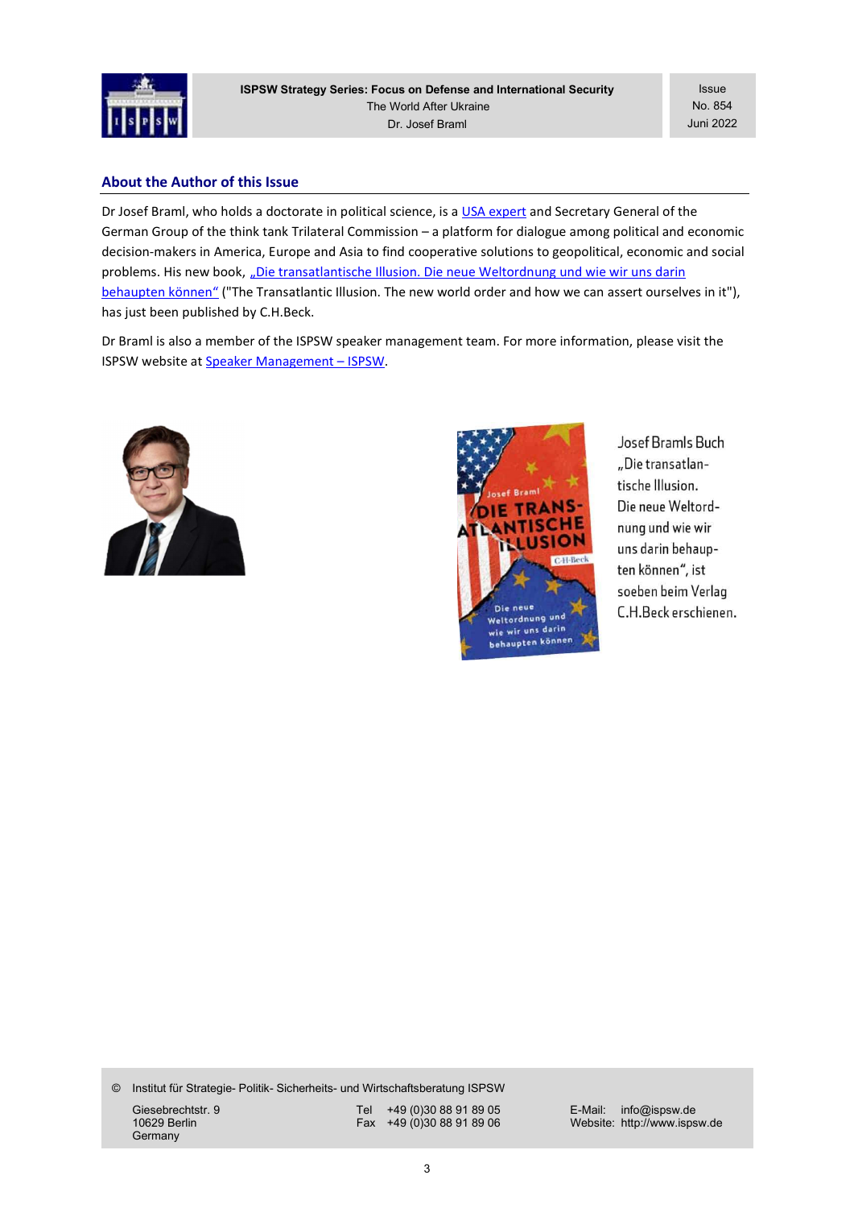## About the Author of this Issue

Dr Josef Braml, who holds a doctorate in political science, is a USA expert and Secretary General of the German Group of the think tank Trilateral Commission – a platform for dialogue among political and economic decision-makers in America, Europe and Asia to find cooperative solutions to geopolitical, economic and social problems. His new book, „Die transatlantische Illusion. Die neue Weltordnung und wie wir uns darin behaupten können“ ("The Transatlantic Illusion. The new world order and how we can assert ourselves in it"), has just been published by C.H.Beck.

Dr Braml is also a member of the ISPSW speaker management team. For more information, please visit the ISPSW website at Speaker Management – ISPSW.

Josef Bramls Buch „Die transatlantische Illusion. Die neue Weltordnung und wie wir uns darin behaupten können“, ist soeben beim Verlag C.H.Beck erschienen.

© Institut für Strategie- Politik- Sicherheits- und Wirtschaftsberatung ISPSW

Giesebrechtstr. 9
10629 Berlin
Germany

Tel +49 (0)30 88 91 89 05
Fax +49 (0)30 88 91 89 06

E-Mail: info@ispsw.de
Website: http://www.ispsw.de